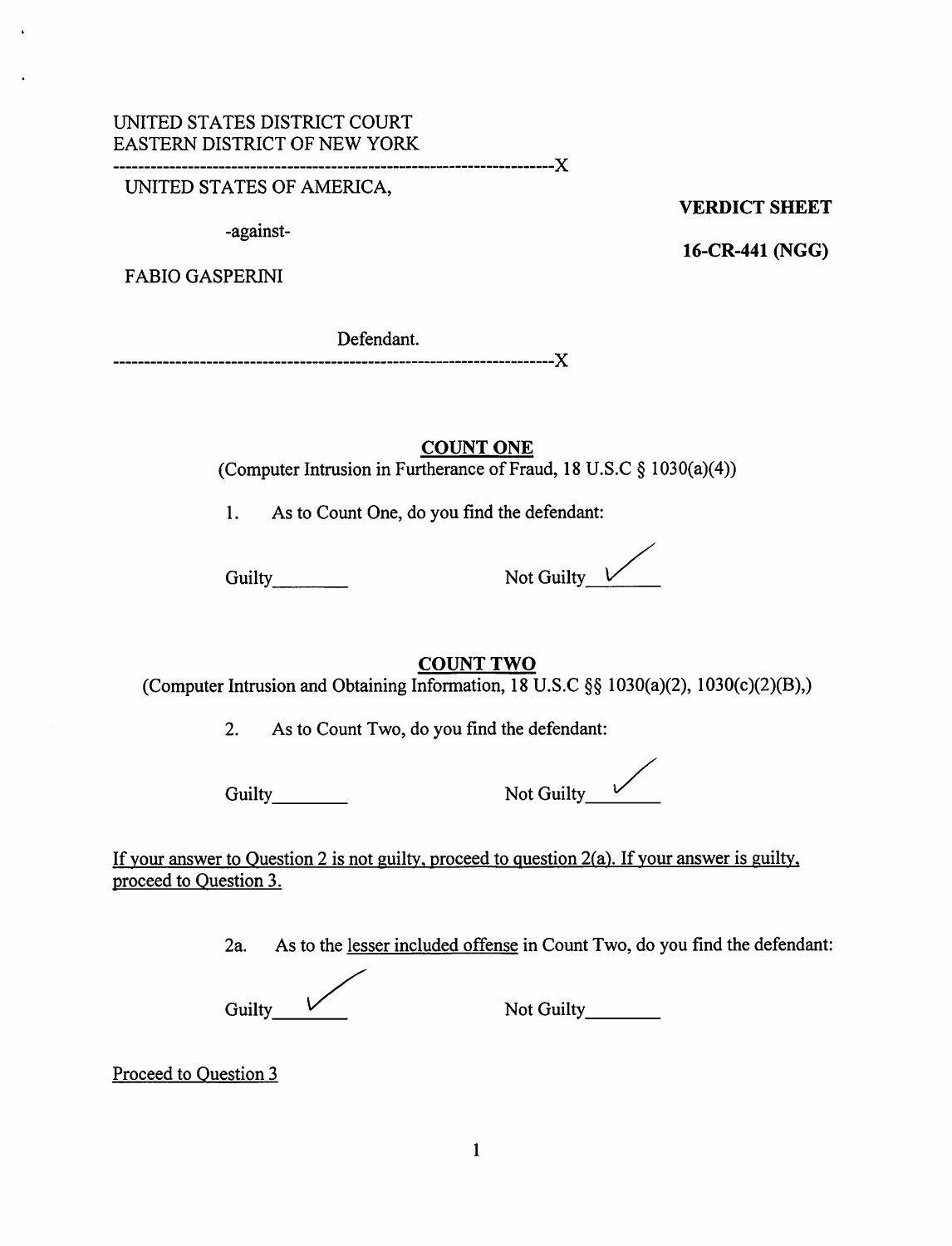UNITED STATES DISTRICT COURT
EASTERN DISTRICT OF NEW YORK

-----------------------------------------------------------------------X

UNITED STATES OF AMERICA,

-against-

FABIO GASPERINI

Defendant.

-----------------------------------------------------------------------X

**VERDICT SHEET**

**16-CR-441 (NGG)**

## COUNT ONE

(Computer Intrusion in Furtherance of Fraud, 18 U.S.C § 1030(a)(4))

1. As to Count One, do you find the defendant:

Guilty________ Not Guilty ✓

## COUNT TWO

(Computer Intrusion and Obtaining Information, 18 U.S.C §§ 1030(a)(2), 1030(c)(2)(B),)

2. As to Count Two, do you find the defendant:

Guilty________ Not Guilty ✓

If your answer to Question 2 is not guilty, proceed to question 2(a). If your answer is guilty, proceed to Question 3.

2a. As to the lesser included offense in Count Two, do you find the defendant:

Guilty ✓ Not Guilty________

Proceed to Question 3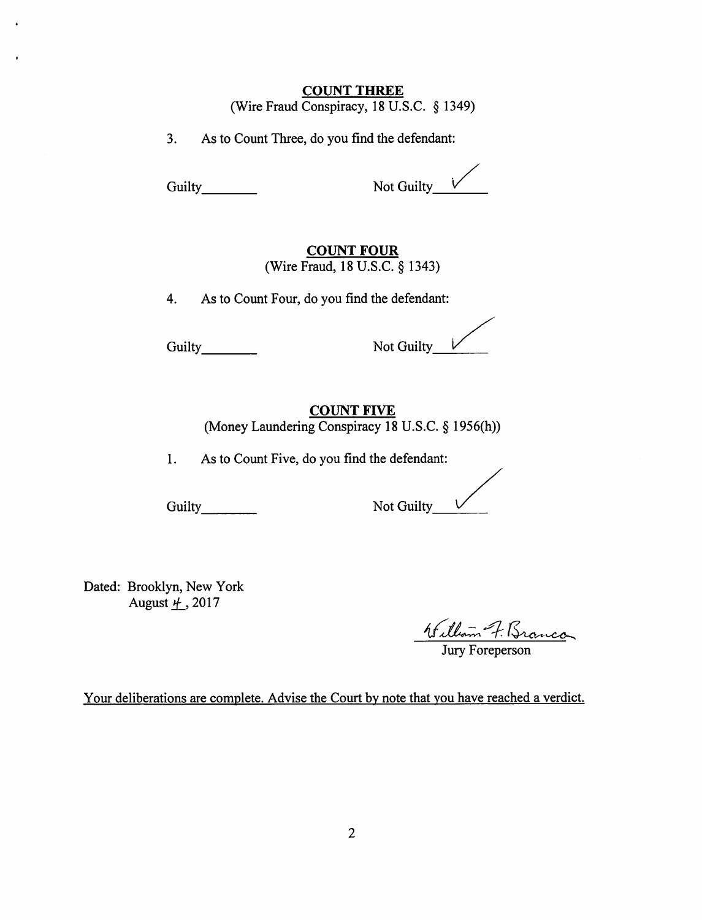**COUNT THREE**
(Wire Fraud Conspiracy, 18 U.S.C. § 1349)

3. As to Count Three, do you find the defendant:

Guilty________ Not Guilty ✓

**COUNT FOUR**
(Wire Fraud, 18 U.S.C. § 1343)

4. As to Count Four, do you find the defendant:

Guilty________ Not Guilty ✓

**COUNT FIVE**
(Money Laundering Conspiracy 18 U.S.C. § 1956(h))

1. As to Count Five, do you find the defendant:

Guilty________ Not Guilty ✓

Dated: Brooklyn, New York
August 4, 2017

William F. Branco
Jury Foreperson

Your deliberations are complete. Advise the Court by note that you have reached a verdict.